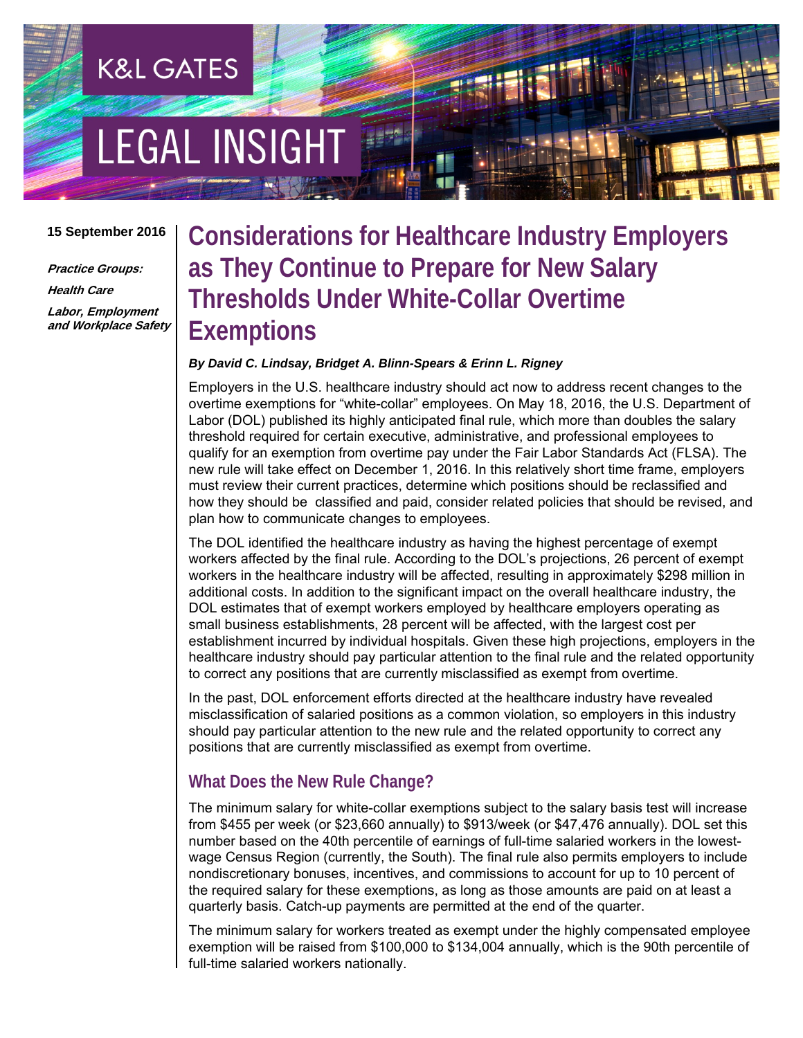K&L GATES

LEGAL INSIGHT

15 September 2016

***Practice Groups:***

***Health Care***

***Labor, Employment and Workplace Safety***

# Considerations for Healthcare Industry Employers as They Continue to Prepare for New Salary Thresholds Under White-Collar Overtime Exemptions

***By David C. Lindsay, Bridget A. Blinn-Spears & Erinn L. Rigney***

Employers in the U.S. healthcare industry should act now to address recent changes to the overtime exemptions for "white-collar" employees. On May 18, 2016, the U.S. Department of Labor (DOL) published its highly anticipated final rule, which more than doubles the salary threshold required for certain executive, administrative, and professional employees to qualify for an exemption from overtime pay under the Fair Labor Standards Act (FLSA). The new rule will take effect on December 1, 2016. In this relatively short time frame, employers must review their current practices, determine which positions should be reclassified and how they should be classified and paid, consider related policies that should be revised, and plan how to communicate changes to employees.

The DOL identified the healthcare industry as having the highest percentage of exempt workers affected by the final rule. According to the DOL's projections, 26 percent of exempt workers in the healthcare industry will be affected, resulting in approximately $298 million in additional costs. In addition to the significant impact on the overall healthcare industry, the DOL estimates that of exempt workers employed by healthcare employers operating as small business establishments, 28 percent will be affected, with the largest cost per establishment incurred by individual hospitals. Given these high projections, employers in the healthcare industry should pay particular attention to the final rule and the related opportunity to correct any positions that are currently misclassified as exempt from overtime.

In the past, DOL enforcement efforts directed at the healthcare industry have revealed misclassification of salaried positions as a common violation, so employers in this industry should pay particular attention to the new rule and the related opportunity to correct any positions that are currently misclassified as exempt from overtime.

## What Does the New Rule Change?

The minimum salary for white-collar exemptions subject to the salary basis test will increase from $455 per week (or $23,660 annually) to $913/week (or $47,476 annually). DOL set this number based on the 40th percentile of earnings of full-time salaried workers in the lowest-wage Census Region (currently, the South). The final rule also permits employers to include nondiscretionary bonuses, incentives, and commissions to account for up to 10 percent of the required salary for these exemptions, as long as those amounts are paid on at least a quarterly basis. Catch-up payments are permitted at the end of the quarter.

The minimum salary for workers treated as exempt under the highly compensated employee exemption will be raised from $100,000 to $134,004 annually, which is the 90th percentile of full-time salaried workers nationally.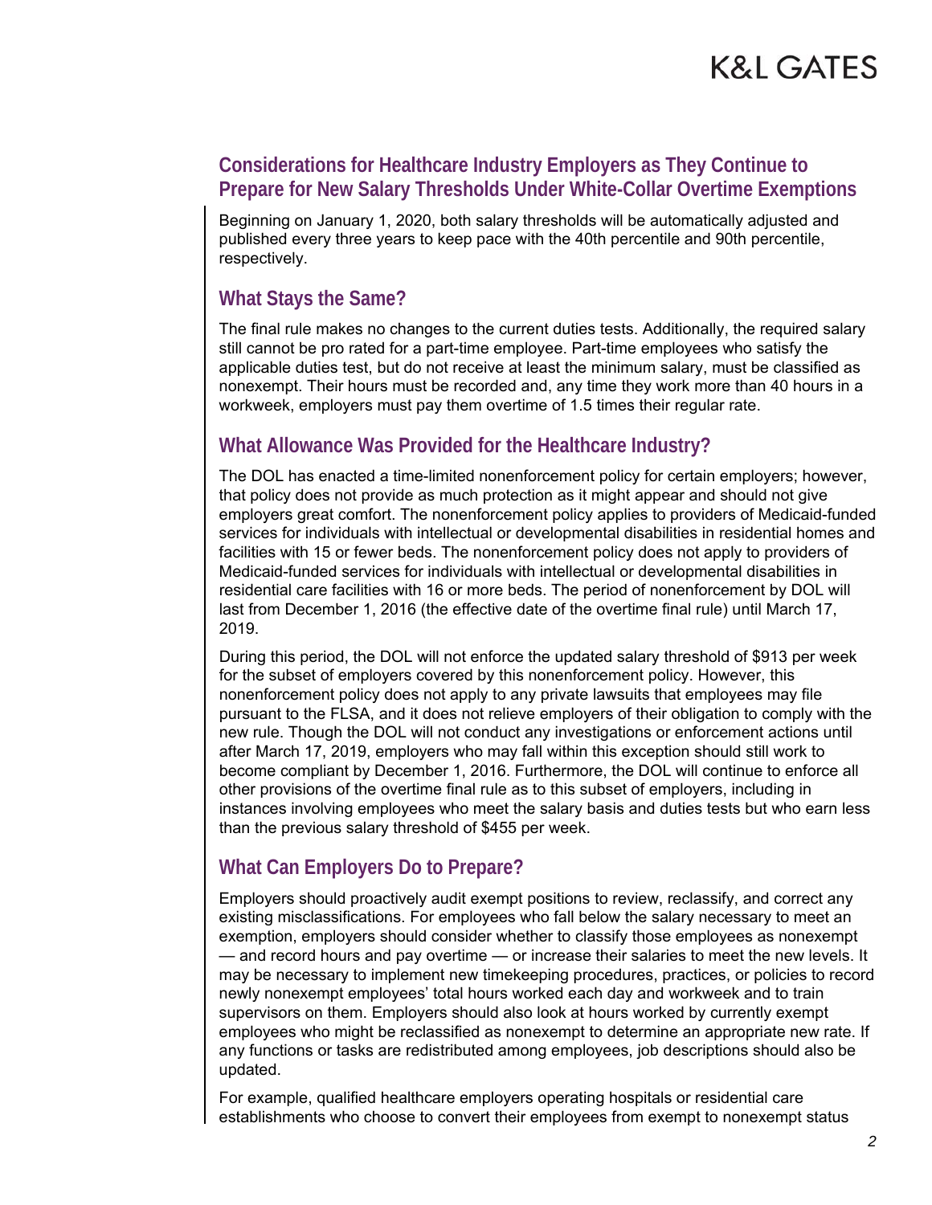## Considerations for Healthcare Industry Employers as They Continue to Prepare for New Salary Thresholds Under White-Collar Overtime Exemptions

Beginning on January 1, 2020, both salary thresholds will be automatically adjusted and published every three years to keep pace with the 40th percentile and 90th percentile, respectively.

### What Stays the Same?

The final rule makes no changes to the current duties tests. Additionally, the required salary still cannot be pro rated for a part-time employee. Part-time employees who satisfy the applicable duties test, but do not receive at least the minimum salary, must be classified as nonexempt. Their hours must be recorded and, any time they work more than 40 hours in a workweek, employers must pay them overtime of 1.5 times their regular rate.

### What Allowance Was Provided for the Healthcare Industry?

The DOL has enacted a time-limited nonenforcement policy for certain employers; however, that policy does not provide as much protection as it might appear and should not give employers great comfort. The nonenforcement policy applies to providers of Medicaid-funded services for individuals with intellectual or developmental disabilities in residential homes and facilities with 15 or fewer beds. The nonenforcement policy does not apply to providers of Medicaid-funded services for individuals with intellectual or developmental disabilities in residential care facilities with 16 or more beds. The period of nonenforcement by DOL will last from December 1, 2016 (the effective date of the overtime final rule) until March 17, 2019.

During this period, the DOL will not enforce the updated salary threshold of $913 per week for the subset of employers covered by this nonenforcement policy. However, this nonenforcement policy does not apply to any private lawsuits that employees may file pursuant to the FLSA, and it does not relieve employers of their obligation to comply with the new rule. Though the DOL will not conduct any investigations or enforcement actions until after March 17, 2019, employers who may fall within this exception should still work to become compliant by December 1, 2016. Furthermore, the DOL will continue to enforce all other provisions of the overtime final rule as to this subset of employers, including in instances involving employees who meet the salary basis and duties tests but who earn less than the previous salary threshold of $455 per week.

### What Can Employers Do to Prepare?

Employers should proactively audit exempt positions to review, reclassify, and correct any existing misclassifications. For employees who fall below the salary necessary to meet an exemption, employers should consider whether to classify those employees as nonexempt — and record hours and pay overtime — or increase their salaries to meet the new levels. It may be necessary to implement new timekeeping procedures, practices, or policies to record newly nonexempt employees' total hours worked each day and workweek and to train supervisors on them. Employers should also look at hours worked by currently exempt employees who might be reclassified as nonexempt to determine an appropriate new rate. If any functions or tasks are redistributed among employees, job descriptions should also be updated.

For example, qualified healthcare employers operating hospitals or residential care establishments who choose to convert their employees from exempt to nonexempt status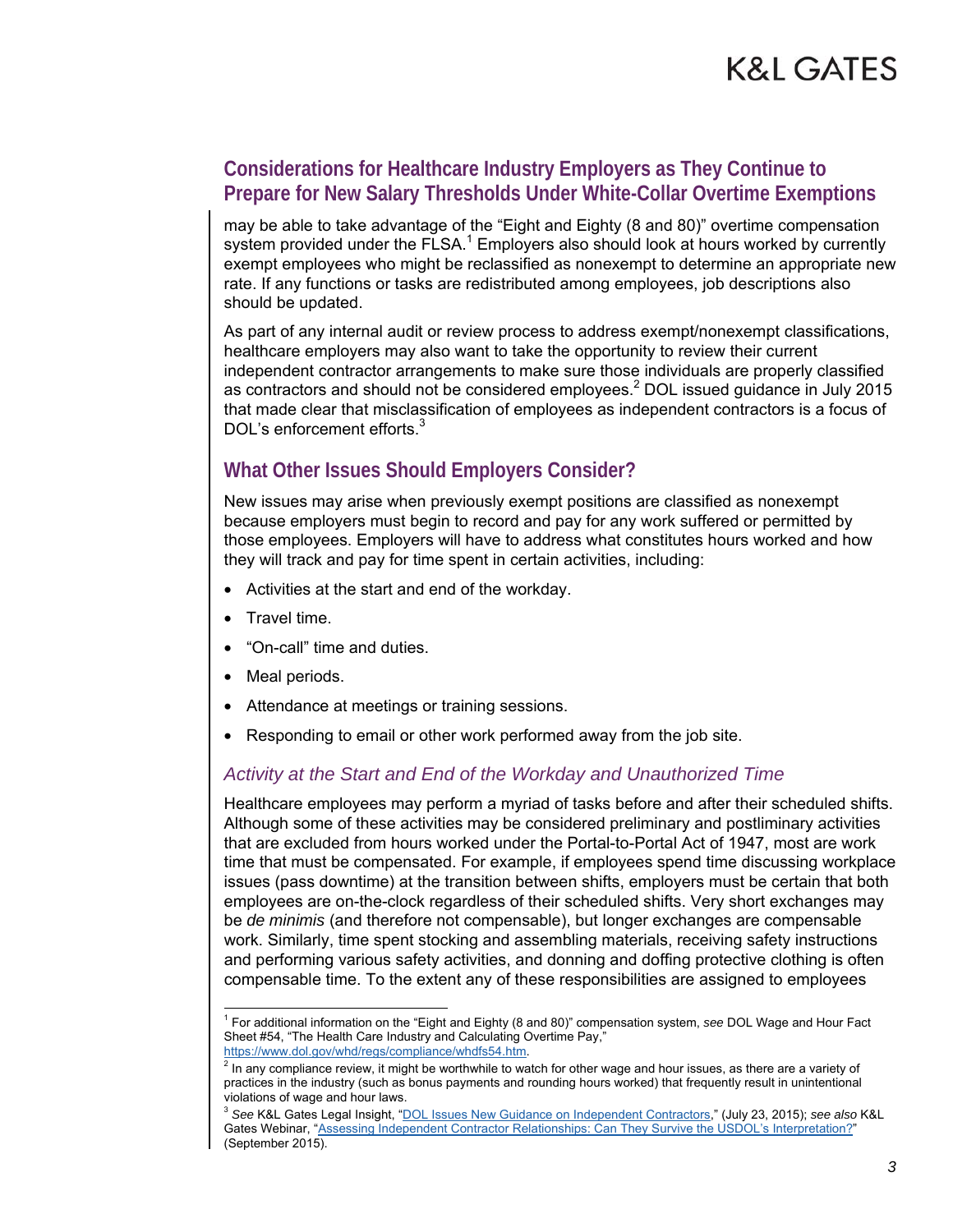may be able to take advantage of the "Eight and Eighty (8 and 80)" overtime compensation system provided under the FLSA.[1] Employers also should look at hours worked by currently exempt employees who might be reclassified as nonexempt to determine an appropriate new rate. If any functions or tasks are redistributed among employees, job descriptions also should be updated.

As part of any internal audit or review process to address exempt/nonexempt classifications, healthcare employers may also want to take the opportunity to review their current independent contractor arrangements to make sure those individuals are properly classified as contractors and should not be considered employees.[2] DOL issued guidance in July 2015 that made clear that misclassification of employees as independent contractors is a focus of DOL's enforcement efforts.[3]

## What Other Issues Should Employers Consider?

New issues may arise when previously exempt positions are classified as nonexempt because employers must begin to record and pay for any work suffered or permitted by those employees. Employers will have to address what constitutes hours worked and how they will track and pay for time spent in certain activities, including:

- Activities at the start and end of the workday.
- Travel time.
- "On-call" time and duties.
- Meal periods.
- Attendance at meetings or training sessions.
- Responding to email or other work performed away from the job site.

### *Activity at the Start and End of the Workday and Unauthorized Time*

Healthcare employees may perform a myriad of tasks before and after their scheduled shifts. Although some of these activities may be considered preliminary and postliminary activities that are excluded from hours worked under the Portal-to-Portal Act of 1947, most are work time that must be compensated. For example, if employees spend time discussing workplace issues (pass downtime) at the transition between shifts, employers must be certain that both employees are on-the-clock regardless of their scheduled shifts. Very short exchanges may be *de minimis* (and therefore not compensable), but longer exchanges are compensable work. Similarly, time spent stocking and assembling materials, receiving safety instructions and performing various safety activities, and donning and doffing protective clothing is often compensable time. To the extent any of these responsibilities are assigned to employees

---

[1] For additional information on the "Eight and Eighty (8 and 80)" compensation system, *see* DOL Wage and Hour Fact Sheet #54, "The Health Care Industry and Calculating Overtime Pay," https://www.dol.gov/whd/regs/compliance/whdfs54.htm.

[2] In any compliance review, it might be worthwhile to watch for other wage and hour issues, as there are a variety of practices in the industry (such as bonus payments and rounding hours worked) that frequently result in unintentional violations of wage and hour laws.

[3] *See* K&L Gates Legal Insight, "DOL Issues New Guidance on Independent Contractors," (July 23, 2015); *see also* K&L Gates Webinar, "Assessing Independent Contractor Relationships: Can They Survive the USDOL's Interpretation?" (September 2015).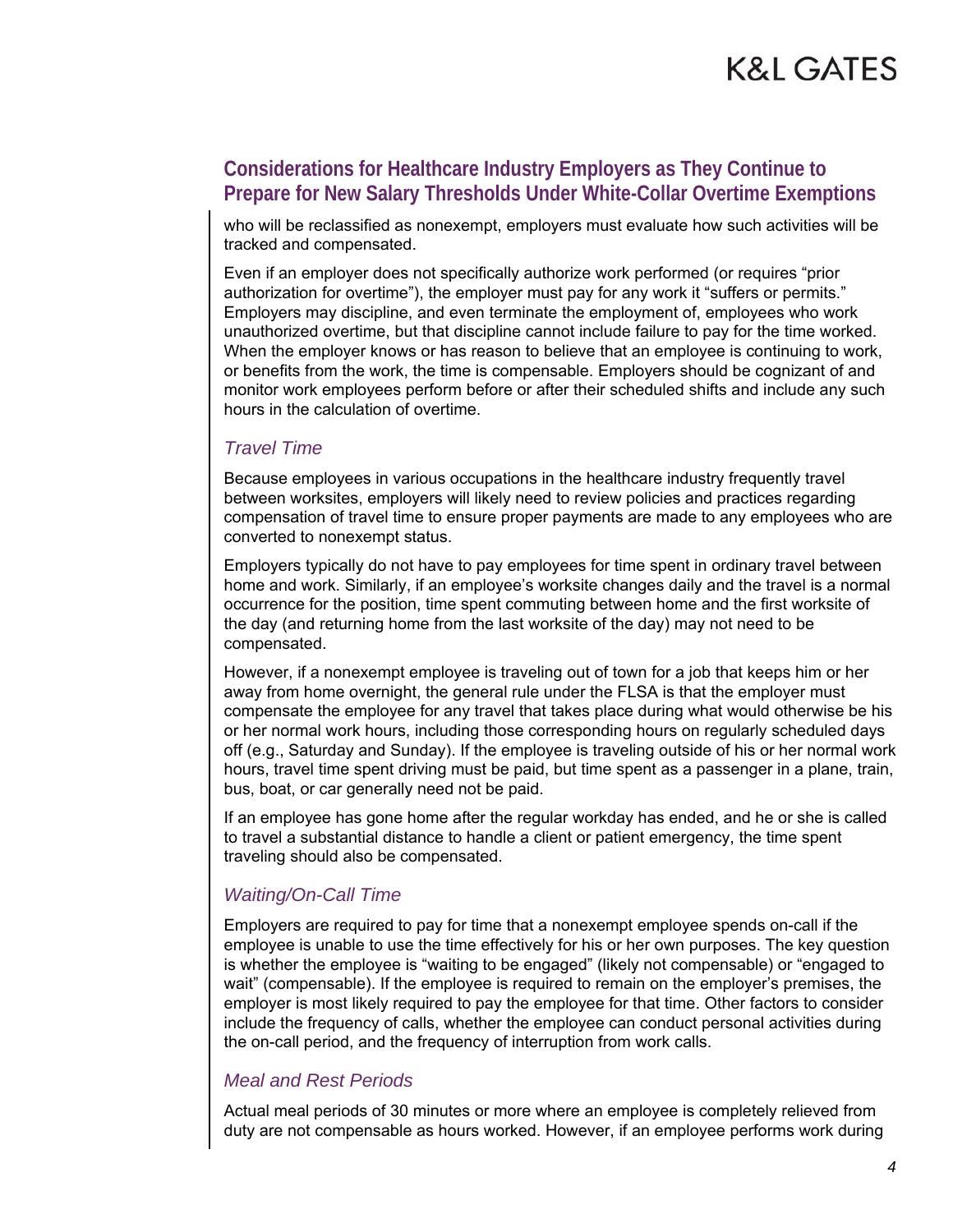who will be reclassified as nonexempt, employers must evaluate how such activities will be tracked and compensated.

Even if an employer does not specifically authorize work performed (or requires "prior authorization for overtime"), the employer must pay for any work it "suffers or permits." Employers may discipline, and even terminate the employment of, employees who work unauthorized overtime, but that discipline cannot include failure to pay for the time worked. When the employer knows or has reason to believe that an employee is continuing to work, or benefits from the work, the time is compensable. Employers should be cognizant of and monitor work employees perform before or after their scheduled shifts and include any such hours in the calculation of overtime.

### *Travel Time*

Because employees in various occupations in the healthcare industry frequently travel between worksites, employers will likely need to review policies and practices regarding compensation of travel time to ensure proper payments are made to any employees who are converted to nonexempt status.

Employers typically do not have to pay employees for time spent in ordinary travel between home and work. Similarly, if an employee's worksite changes daily and the travel is a normal occurrence for the position, time spent commuting between home and the first worksite of the day (and returning home from the last worksite of the day) may not need to be compensated.

However, if a nonexempt employee is traveling out of town for a job that keeps him or her away from home overnight, the general rule under the FLSA is that the employer must compensate the employee for any travel that takes place during what would otherwise be his or her normal work hours, including those corresponding hours on regularly scheduled days off (e.g., Saturday and Sunday). If the employee is traveling outside of his or her normal work hours, travel time spent driving must be paid, but time spent as a passenger in a plane, train, bus, boat, or car generally need not be paid.

If an employee has gone home after the regular workday has ended, and he or she is called to travel a substantial distance to handle a client or patient emergency, the time spent traveling should also be compensated.

### *Waiting/On-Call Time*

Employers are required to pay for time that a nonexempt employee spends on-call if the employee is unable to use the time effectively for his or her own purposes. The key question is whether the employee is "waiting to be engaged" (likely not compensable) or "engaged to wait" (compensable). If the employee is required to remain on the employer's premises, the employer is most likely required to pay the employee for that time. Other factors to consider include the frequency of calls, whether the employee can conduct personal activities during the on-call period, and the frequency of interruption from work calls.

### *Meal and Rest Periods*

Actual meal periods of 30 minutes or more where an employee is completely relieved from duty are not compensable as hours worked. However, if an employee performs work during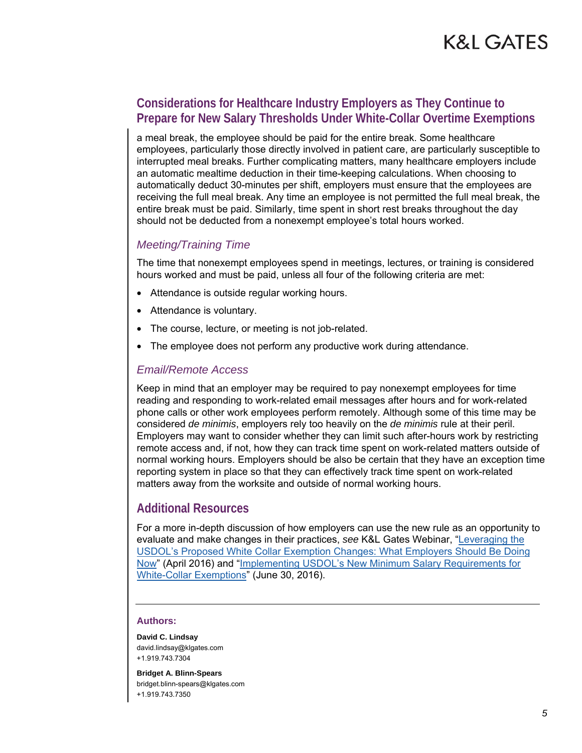a meal break, the employee should be paid for the entire break. Some healthcare employees, particularly those directly involved in patient care, are particularly susceptible to interrupted meal breaks. Further complicating matters, many healthcare employers include an automatic mealtime deduction in their time-keeping calculations. When choosing to automatically deduct 30-minutes per shift, employers must ensure that the employees are receiving the full meal break. Any time an employee is not permitted the full meal break, the entire break must be paid. Similarly, time spent in short rest breaks throughout the day should not be deducted from a nonexempt employee's total hours worked.

### *Meeting/Training Time*

The time that nonexempt employees spend in meetings, lectures, or training is considered hours worked and must be paid, unless all four of the following criteria are met:

- Attendance is outside regular working hours.
- Attendance is voluntary.
- The course, lecture, or meeting is not job-related.
- The employee does not perform any productive work during attendance.

### *Email/Remote Access*

Keep in mind that an employer may be required to pay nonexempt employees for time reading and responding to work-related email messages after hours and for work-related phone calls or other work employees perform remotely. Although some of this time may be considered *de minimis*, employers rely too heavily on the *de minimis* rule at their peril. Employers may want to consider whether they can limit such after-hours work by restricting remote access and, if not, how they can track time spent on work-related matters outside of normal working hours. Employers should be also be certain that they have an exception time reporting system in place so that they can effectively track time spent on work-related matters away from the worksite and outside of normal working hours.

## Additional Resources

For a more in-depth discussion of how employers can use the new rule as an opportunity to evaluate and make changes in their practices, *see* K&L Gates Webinar, "Leveraging the USDOL's Proposed White Collar Exemption Changes: What Employers Should Be Doing Now" (April 2016) and "Implementing USDOL's New Minimum Salary Requirements for White-Collar Exemptions" (June 30, 2016).

---

**Authors:**

**David C. Lindsay**
david.lindsay@klgates.com
+1.919.743.7304

**Bridget A. Blinn-Spears**
bridget.blinn-spears@klgates.com
+1.919.743.7350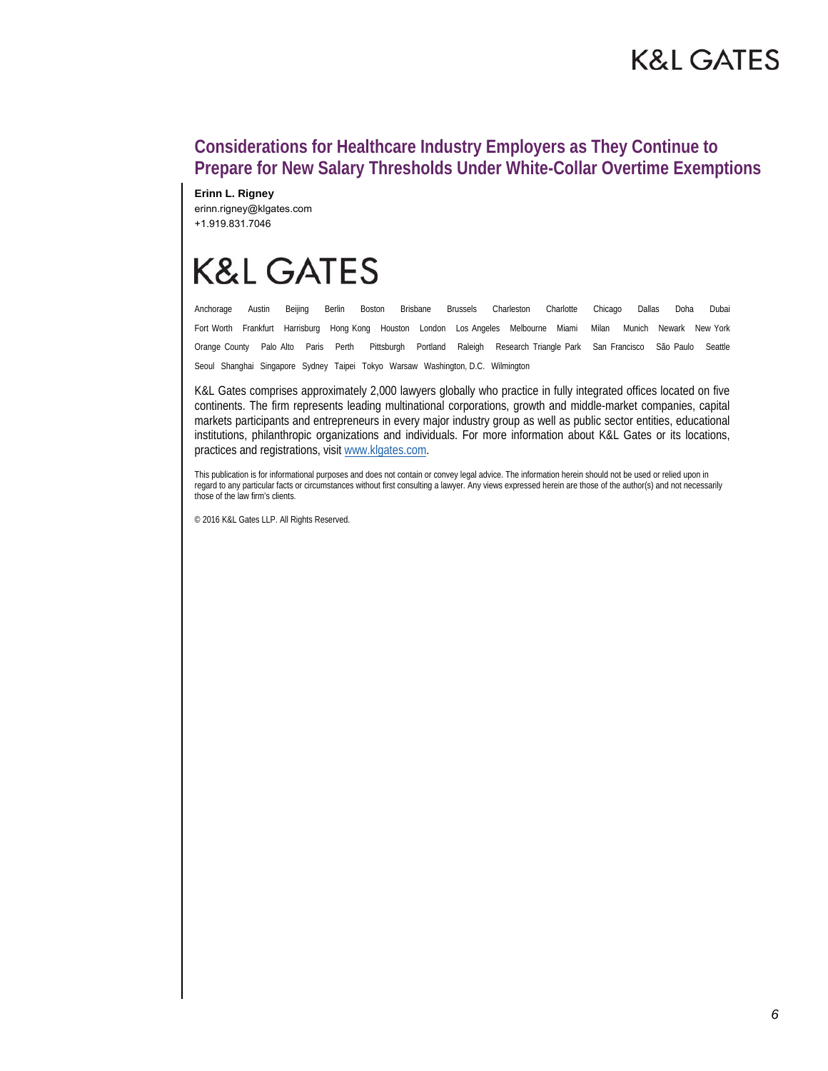## Considerations for Healthcare Industry Employers as They Continue to Prepare for New Salary Thresholds Under White-Collar Overtime Exemptions

**Erinn L. Rigney**
erinn.rigney@klgates.com
+1.919.831.7046

# K&L GATES

Anchorage Austin Beijing Berlin Boston Brisbane Brussels Charleston Charlotte Chicago Dallas Doha Dubai Fort Worth Frankfurt Harrisburg Hong Kong Houston London Los Angeles Melbourne Miami Milan Munich Newark New York Orange County Palo Alto Paris Perth Pittsburgh Portland Raleigh Research Triangle Park San Francisco São Paulo Seattle Seoul Shanghai Singapore Sydney Taipei Tokyo Warsaw Washington, D.C. Wilmington

K&L Gates comprises approximately 2,000 lawyers globally who practice in fully integrated offices located on five continents. The firm represents leading multinational corporations, growth and middle-market companies, capital markets participants and entrepreneurs in every major industry group as well as public sector entities, educational institutions, philanthropic organizations and individuals. For more information about K&L Gates or its locations, practices and registrations, visit www.klgates.com.

This publication is for informational purposes and does not contain or convey legal advice. The information herein should not be used or relied upon in regard to any particular facts or circumstances without first consulting a lawyer. Any views expressed herein are those of the author(s) and not necessarily those of the law firm's clients.

© 2016 K&L Gates LLP. All Rights Reserved.